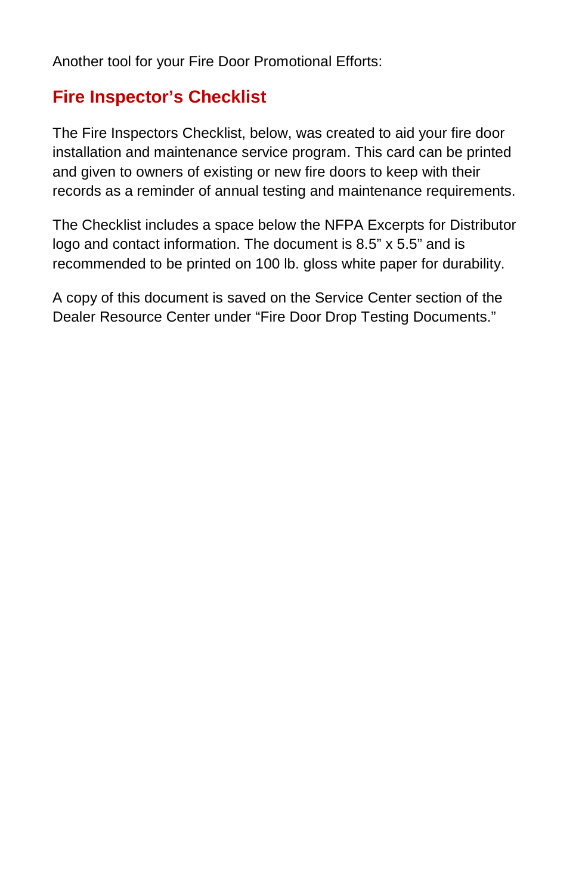Another tool for your Fire Door Promotional Efforts:

## Fire Inspector's Checklist

The Fire Inspectors Checklist, below, was created to aid your fire door installation and maintenance service program. This card can be printed and given to owners of existing or new fire doors to keep with their records as a reminder of annual testing and maintenance requirements.

The Checklist includes a space below the NFPA Excerpts for Distributor logo and contact information. The document is 8.5" x 5.5" and is recommended to be printed on 100 lb. gloss white paper for durability.

A copy of this document is saved on the Service Center section of the Dealer Resource Center under "Fire Door Drop Testing Documents."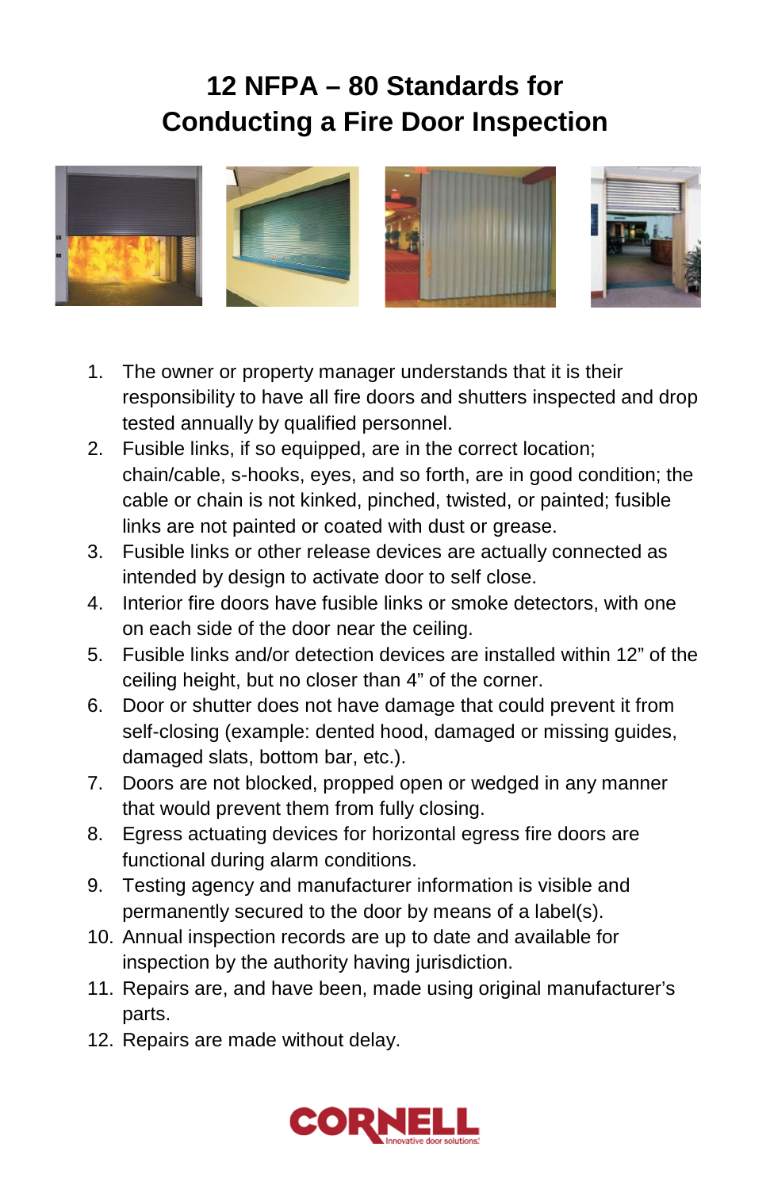# 12 NFPA – 80 Standards for Conducting a Fire Door Inspection

1. The owner or property manager understands that it is their responsibility to have all fire doors and shutters inspected and drop tested annually by qualified personnel.
2. Fusible links, if so equipped, are in the correct location; chain/cable, s-hooks, eyes, and so forth, are in good condition; the cable or chain is not kinked, pinched, twisted, or painted; fusible links are not painted or coated with dust or grease.
3. Fusible links or other release devices are actually connected as intended by design to activate door to self close.
4. Interior fire doors have fusible links or smoke detectors, with one on each side of the door near the ceiling.
5. Fusible links and/or detection devices are installed within 12" of the ceiling height, but no closer than 4" of the corner.
6. Door or shutter does not have damage that could prevent it from self-closing (example: dented hood, damaged or missing guides, damaged slats, bottom bar, etc.).
7. Doors are not blocked, propped open or wedged in any manner that would prevent them from fully closing.
8. Egress actuating devices for horizontal egress fire doors are functional during alarm conditions.
9. Testing agency and manufacturer information is visible and permanently secured to the door by means of a label(s).
10. Annual inspection records are up to date and available for inspection by the authority having jurisdiction.
11. Repairs are, and have been, made using original manufacturer's parts.
12. Repairs are made without delay.

CORNELL Innovative door solutions.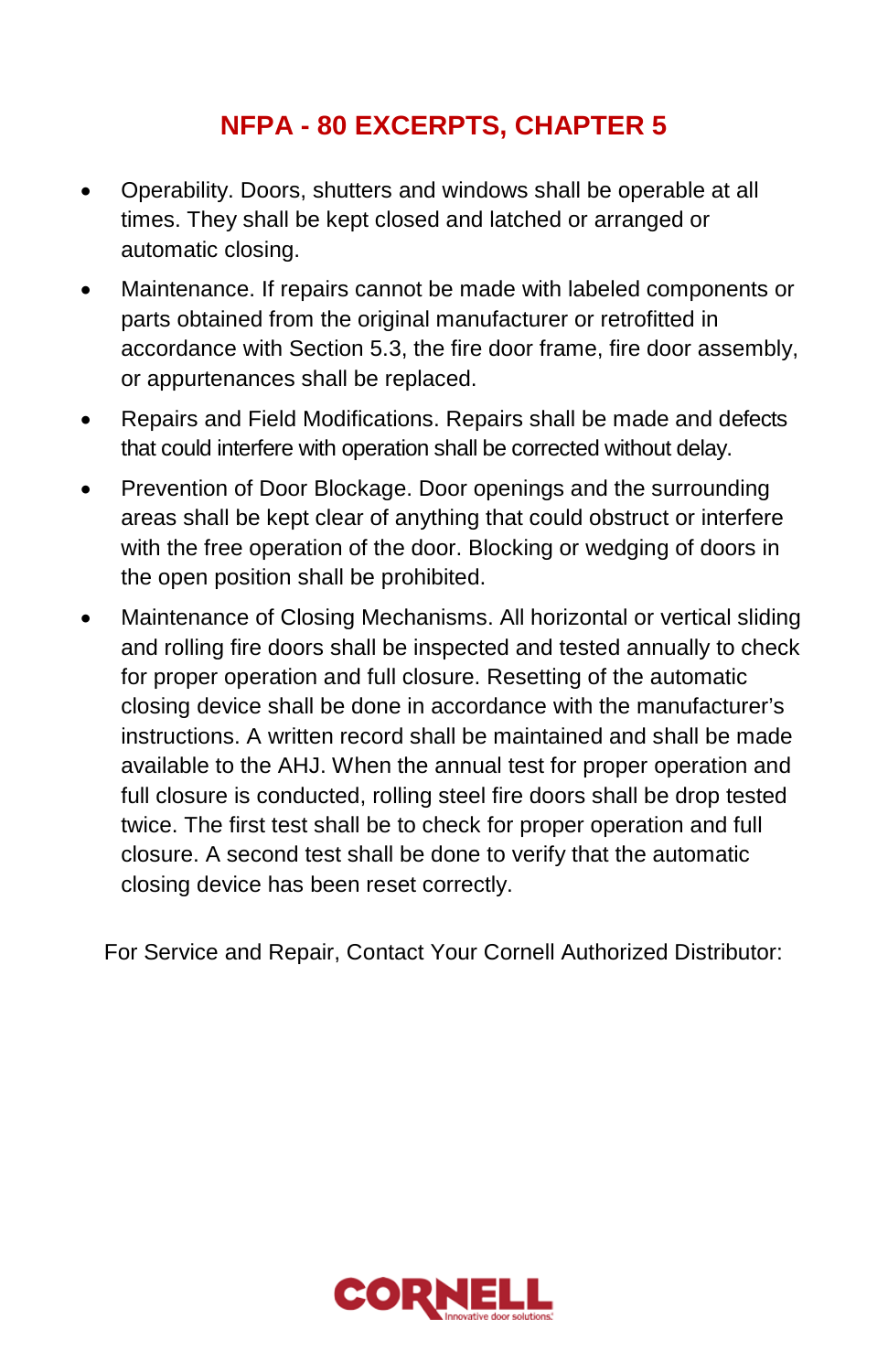# NFPA - 80 EXCERPTS, CHAPTER 5

- Operability. Doors, shutters and windows shall be operable at all times. They shall be kept closed and latched or arranged or automatic closing.
- Maintenance. If repairs cannot be made with labeled components or parts obtained from the original manufacturer or retrofitted in accordance with Section 5.3, the fire door frame, fire door assembly, or appurtenances shall be replaced.
- Repairs and Field Modifications. Repairs shall be made and defects that could interfere with operation shall be corrected without delay.
- Prevention of Door Blockage. Door openings and the surrounding areas shall be kept clear of anything that could obstruct or interfere with the free operation of the door. Blocking or wedging of doors in the open position shall be prohibited.
- Maintenance of Closing Mechanisms. All horizontal or vertical sliding and rolling fire doors shall be inspected and tested annually to check for proper operation and full closure. Resetting of the automatic closing device shall be done in accordance with the manufacturer's instructions. A written record shall be maintained and shall be made available to the AHJ. When the annual test for proper operation and full closure is conducted, rolling steel fire doors shall be drop tested twice. The first test shall be to check for proper operation and full closure. A second test shall be done to verify that the automatic closing device has been reset correctly.

For Service and Repair, Contact Your Cornell Authorized Distributor:

CORNELL Innovative door solutions.